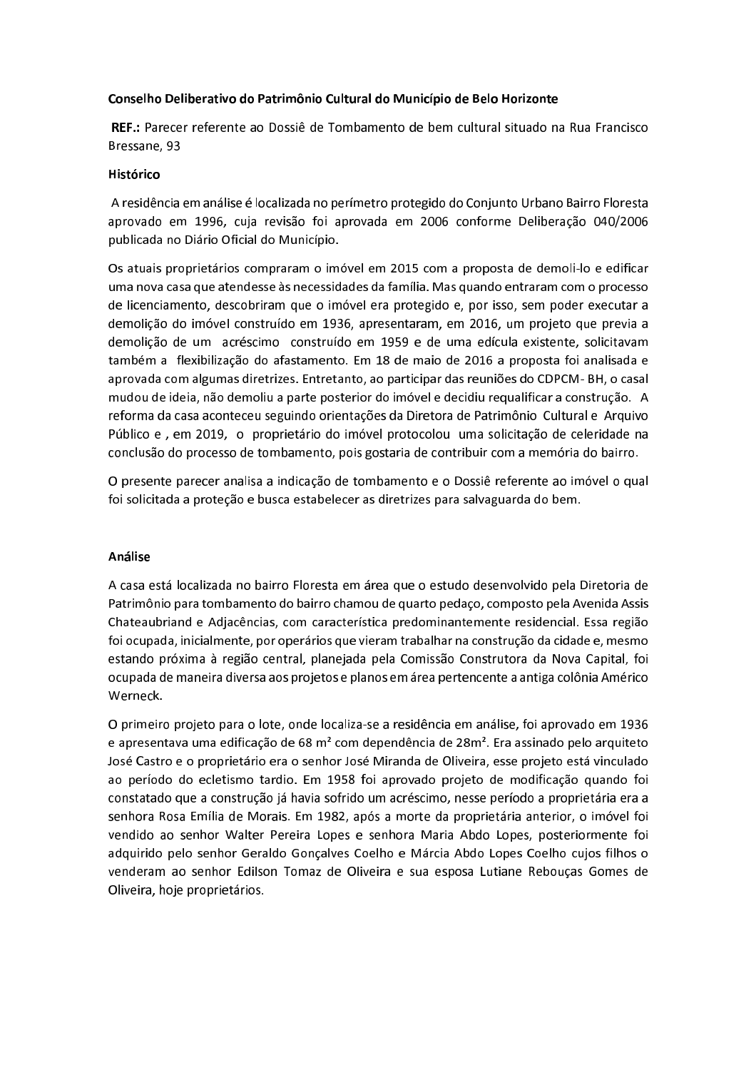**Conselho Deliberativo do Patrimônio Cultural do Município de Belo Horizonte**

**REF.:** Parecer referente ao Dossiê de Tombamento de bem cultural situado na Rua Francisco Bressane, 93

**Histórico**

A residência em análise é localizada no perímetro protegido do Conjunto Urbano Bairro Floresta aprovado em 1996, cuja revisão foi aprovada em 2006 conforme Deliberação 040/2006 publicada no Diário Oficial do Município.

Os atuais proprietários compraram o imóvel em 2015 com a proposta de demoli-lo e edificar uma nova casa que atendesse às necessidades da família. Mas quando entraram com o processo de licenciamento, descobriram que o imóvel era protegido e, por isso, sem poder executar a demolição do imóvel construído em 1936, apresentaram, em 2016, um projeto que previa a demolição de um acréscimo construído em 1959 e de uma edícula existente, solicitavam também a flexibilização do afastamento. Em 18 de maio de 2016 a proposta foi analisada e aprovada com algumas diretrizes. Entretanto, ao participar das reuniões do CDPCM- BH, o casal mudou de ideia, não demoliu a parte posterior do imóvel e decidiu requalificar a construção. A reforma da casa aconteceu seguindo orientações da Diretora de Patrimônio Cultural e Arquivo Público e , em 2019, o proprietário do imóvel protocolou uma solicitação de celeridade na conclusão do processo de tombamento, pois gostaria de contribuir com a memória do bairro.

O presente parecer analisa a indicação de tombamento e o Dossiê referente ao imóvel o qual foi solicitada a proteção e busca estabelecer as diretrizes para salvaguarda do bem.

**Análise**

A casa está localizada no bairro Floresta em área que o estudo desenvolvido pela Diretoria de Patrimônio para tombamento do bairro chamou de quarto pedaço, composto pela Avenida Assis Chateaubriand e Adjacências, com característica predominantemente residencial. Essa região foi ocupada, inicialmente, por operários que vieram trabalhar na construção da cidade e, mesmo estando próxima à região central, planejada pela Comissão Construtora da Nova Capital, foi ocupada de maneira diversa aos projetos e planos em área pertencente a antiga colônia Américo Werneck.

O primeiro projeto para o lote, onde localiza-se a residência em análise, foi aprovado em 1936 e apresentava uma edificação de 68 m² com dependência de 28m². Era assinado pelo arquiteto José Castro e o proprietário era o senhor José Miranda de Oliveira, esse projeto está vinculado ao período do ecletismo tardio. Em 1958 foi aprovado projeto de modificação quando foi constatado que a construção já havia sofrido um acréscimo, nesse período a proprietária era a senhora Rosa Emília de Morais. Em 1982, após a morte da proprietária anterior, o imóvel foi vendido ao senhor Walter Pereira Lopes e senhora Maria Abdo Lopes, posteriormente foi adquirido pelo senhor Geraldo Gonçalves Coelho e Márcia Abdo Lopes Coelho cujos filhos o venderam ao senhor Edilson Tomaz de Oliveira e sua esposa Lutiane Rebouças Gomes de Oliveira, hoje proprietários.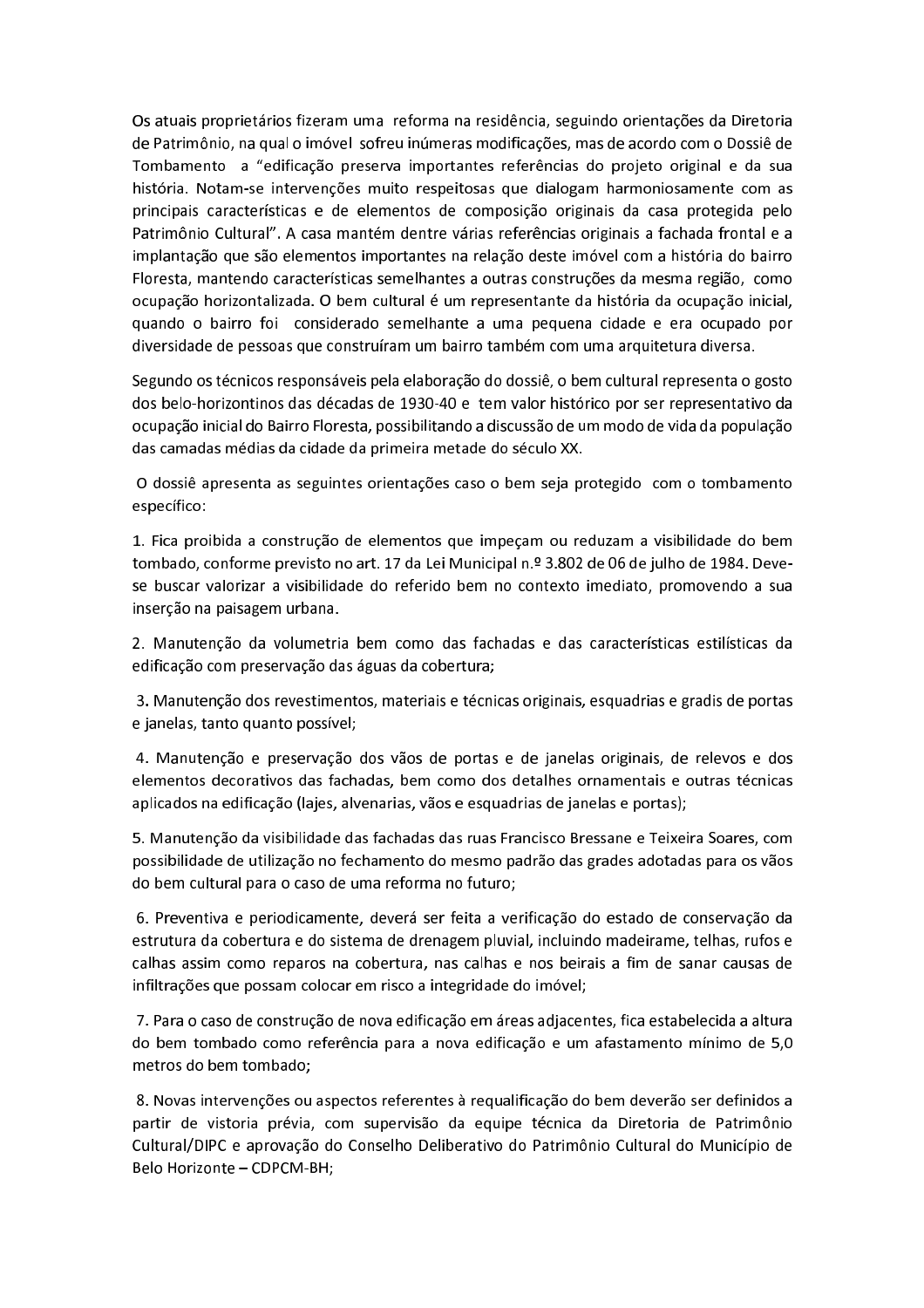Os atuais proprietários fizeram uma reforma na residência, seguindo orientações da Diretoria de Patrimônio, na qual o imóvel sofreu inúmeras modificações, mas de acordo com o Dossiê de Tombamento a "edificação preserva importantes referências do projeto original e da sua história. Notam-se intervenções muito respeitosas que dialogam harmoniosamente com as principais características e de elementos de composição originais da casa protegida pelo Patrimônio Cultural". A casa mantém dentre várias referências originais a fachada frontal e a implantação que são elementos importantes na relação deste imóvel com a história do bairro Floresta, mantendo características semelhantes a outras construções da mesma região, como ocupação horizontalizada. O bem cultural é um representante da história da ocupação inicial, quando o bairro foi considerado semelhante a uma pequena cidade e era ocupado por diversidade de pessoas que construíram um bairro também com uma arquitetura diversa.

Segundo os técnicos responsáveis pela elaboração do dossiê, o bem cultural representa o gosto dos belo-horizontinos das décadas de 1930-40 e tem valor histórico por ser representativo da ocupação inicial do Bairro Floresta, possibilitando a discussão de um modo de vida da população das camadas médias da cidade da primeira metade do século XX.

O dossiê apresenta as seguintes orientações caso o bem seja protegido com o tombamento específico:

1. Fica proibida a construção de elementos que impeçam ou reduzam a visibilidade do bem tombado, conforme previsto no art. 17 da Lei Municipal n.º 3.802 de 06 de julho de 1984. Deve-se buscar valorizar a visibilidade do referido bem no contexto imediato, promovendo a sua inserção na paisagem urbana.

2. Manutenção da volumetria bem como das fachadas e das características estilísticas da edificação com preservação das águas da cobertura;

3. Manutenção dos revestimentos, materiais e técnicas originais, esquadrias e gradis de portas e janelas, tanto quanto possível;

4. Manutenção e preservação dos vãos de portas e de janelas originais, de relevos e dos elementos decorativos das fachadas, bem como dos detalhes ornamentais e outras técnicas aplicados na edificação (lajes, alvenarias, vãos e esquadrias de janelas e portas);

5. Manutenção da visibilidade das fachadas das ruas Francisco Bressane e Teixeira Soares, com possibilidade de utilização no fechamento do mesmo padrão das grades adotadas para os vãos do bem cultural para o caso de uma reforma no futuro;

6. Preventiva e periodicamente, deverá ser feita a verificação do estado de conservação da estrutura da cobertura e do sistema de drenagem pluvial, incluindo madeirame, telhas, rufos e calhas assim como reparos na cobertura, nas calhas e nos beirais a fim de sanar causas de infiltrações que possam colocar em risco a integridade do imóvel;

7. Para o caso de construção de nova edificação em áreas adjacentes, fica estabelecida a altura do bem tombado como referência para a nova edificação e um afastamento mínimo de 5,0 metros do bem tombado;

8. Novas intervenções ou aspectos referentes à requalificação do bem deverão ser definidos a partir de vistoria prévia, com supervisão da equipe técnica da Diretoria de Patrimônio Cultural/DIPC e aprovação do Conselho Deliberativo do Patrimônio Cultural do Município de Belo Horizonte – CDPCM-BH;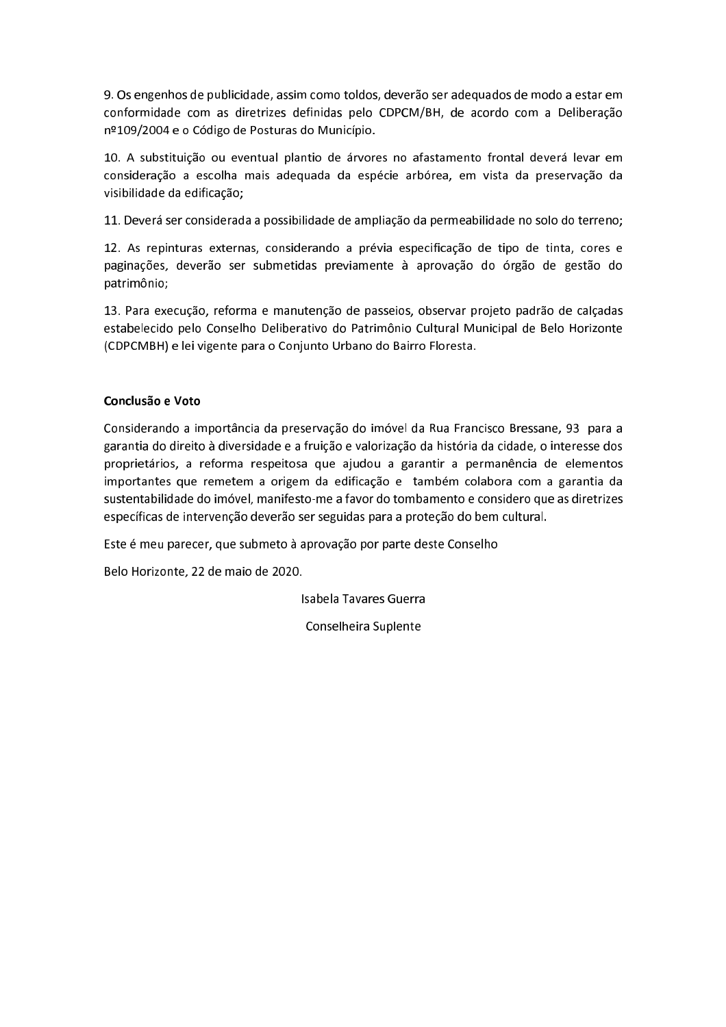9. Os engenhos de publicidade, assim como toldos, deverão ser adequados de modo a estar em conformidade com as diretrizes definidas pelo CDPCM/BH, de acordo com a Deliberação nº109/2004 e o Código de Posturas do Município.

10. A substituição ou eventual plantio de árvores no afastamento frontal deverá levar em consideração a escolha mais adequada da espécie arbórea, em vista da preservação da visibilidade da edificação;

11. Deverá ser considerada a possibilidade de ampliação da permeabilidade no solo do terreno;

12. As repinturas externas, considerando a prévia especificação de tipo de tinta, cores e paginações, deverão ser submetidas previamente à aprovação do órgão de gestão do patrimônio;

13. Para execução, reforma e manutenção de passeios, observar projeto padrão de calçadas estabelecido pelo Conselho Deliberativo do Patrimônio Cultural Municipal de Belo Horizonte (CDPCMBH) e lei vigente para o Conjunto Urbano do Bairro Floresta.

**Conclusão e Voto**

Considerando a importância da preservação do imóvel da Rua Francisco Bressane, 93 para a garantia do direito à diversidade e a fruição e valorização da história da cidade, o interesse dos proprietários, a reforma respeitosa que ajudou a garantir a permanência de elementos importantes que remetem a origem da edificação e também colabora com a garantia da sustentabilidade do imóvel, manifesto-me a favor do tombamento e considero que as diretrizes específicas de intervenção deverão ser seguidas para a proteção do bem cultural.

Este é meu parecer, que submeto à aprovação por parte deste Conselho

Belo Horizonte, 22 de maio de 2020.

Isabela Tavares Guerra

Conselheira Suplente